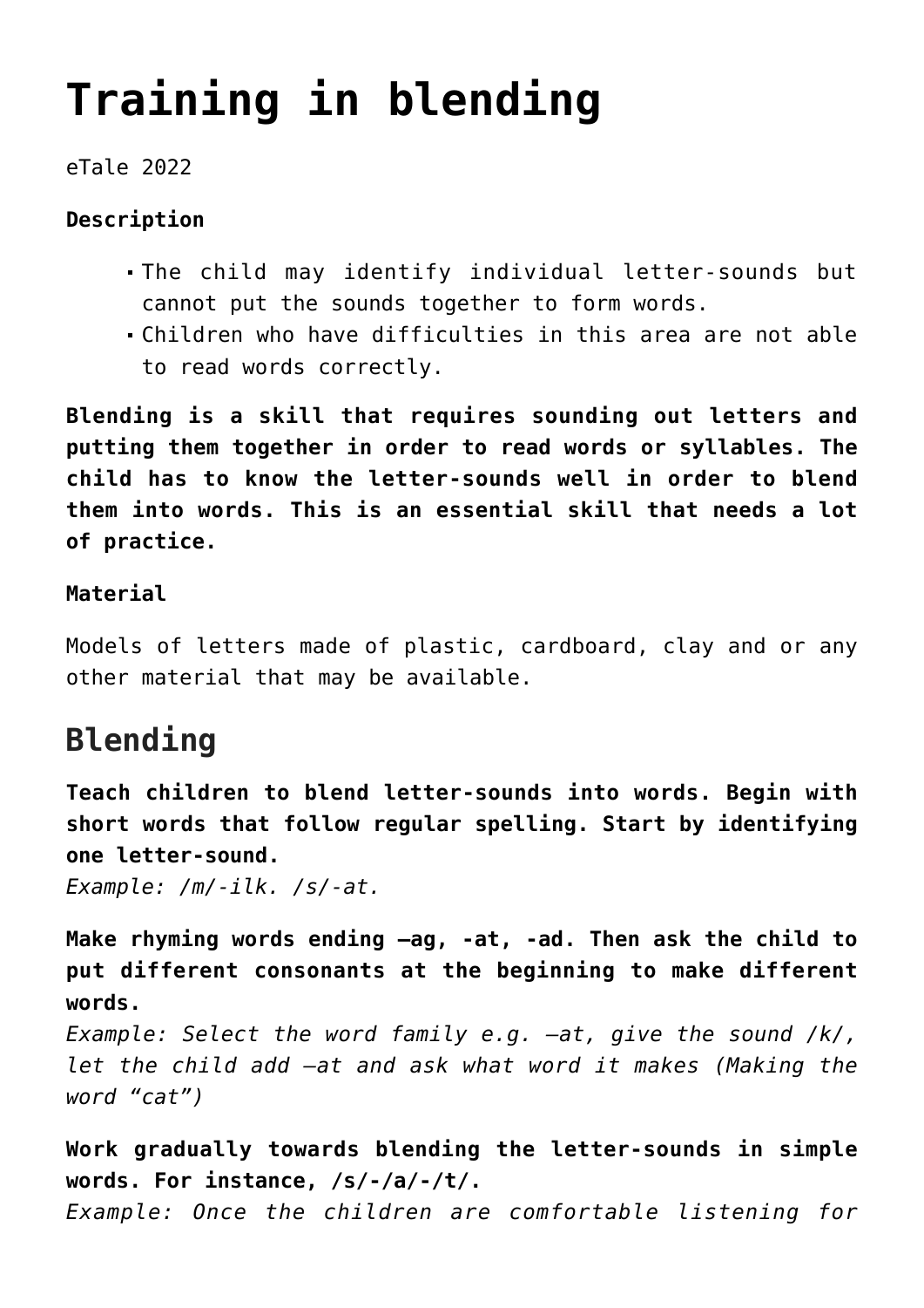# Training in blending

eTale 2022

**Description**

- The child may identify individual letter-sounds but cannot put the sounds together to form words.
- Children who have difficulties in this area are not able to read words correctly.

**Blending is a skill that requires sounding out letters and putting them together in order to read words or syllables. The child has to know the letter-sounds well in order to blend them into words. This is an essential skill that needs a lot of practice.**

**Material**

Models of letters made of plastic, cardboard, clay and or any other material that may be available.

## Blending

**Teach children to blend letter-sounds into words. Begin with short words that follow regular spelling. Start by identifying one letter-sound.**
*Example: /m/-ilk. /s/-at.*

**Make rhyming words ending –ag, -at, -ad. Then ask the child to put different consonants at the beginning to make different words.**
*Example: Select the word family e.g. –at, give the sound /k/, let the child add –at and ask what word it makes (Making the word "cat")*

**Work gradually towards blending the letter-sounds in simple words. For instance, /s/-/a/-/t/.**
*Example: Once the children are comfortable listening for*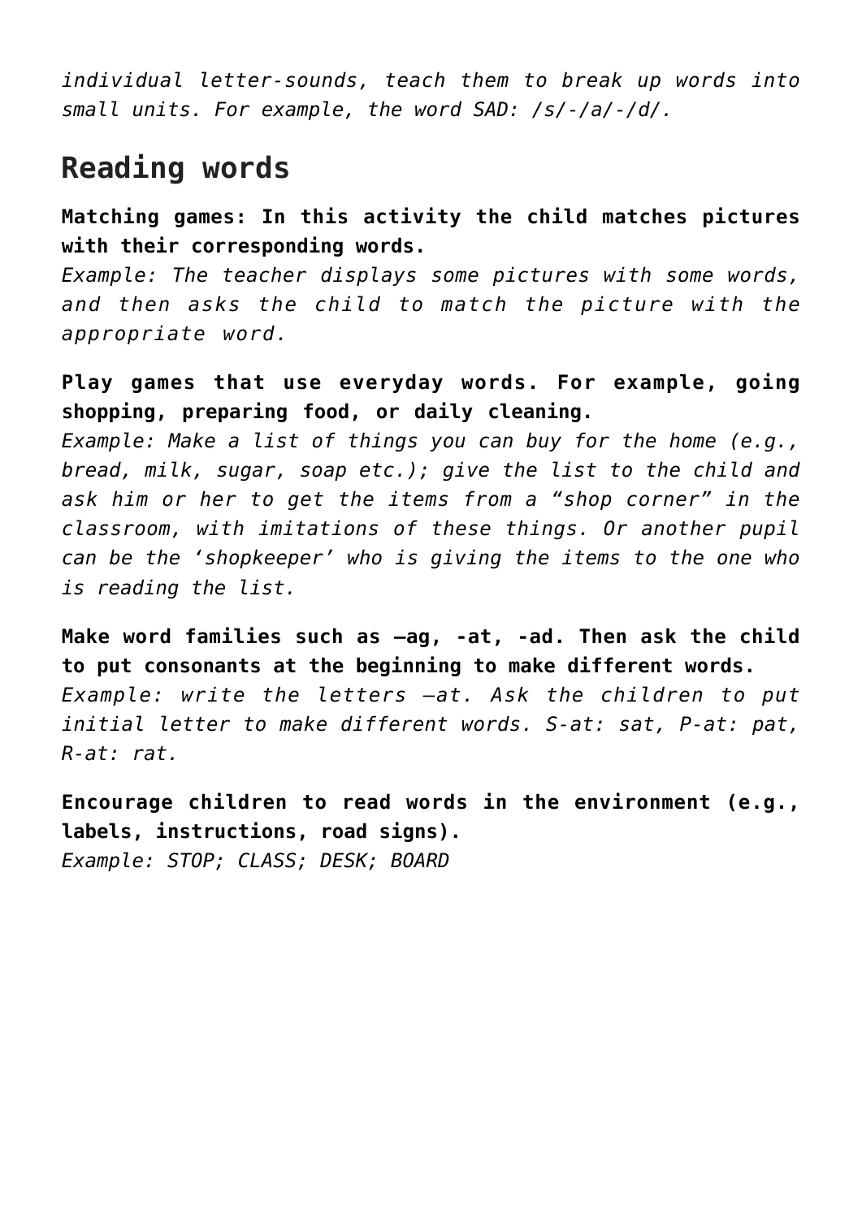*individual letter-sounds, teach them to break up words into small units. For example, the word SAD: /s/-/a/-/d/.*

## Reading words

**Matching games: In this activity the child matches pictures with their corresponding words.**
*Example: The teacher displays some pictures with some words, and then asks the child to match the picture with the appropriate word.*

**Play games that use everyday words. For example, going shopping, preparing food, or daily cleaning.**
*Example: Make a list of things you can buy for the home (e.g., bread, milk, sugar, soap etc.); give the list to the child and ask him or her to get the items from a "shop corner" in the classroom, with imitations of these things. Or another pupil can be the 'shopkeeper' who is giving the items to the one who is reading the list.*

**Make word families such as –ag, -at, -ad. Then ask the child to put consonants at the beginning to make different words.**
*Example: write the letters –at. Ask the children to put initial letter to make different words. S-at: sat, P-at: pat, R-at: rat.*

**Encourage children to read words in the environment (e.g., labels, instructions, road signs).**
*Example: STOP; CLASS; DESK; BOARD*